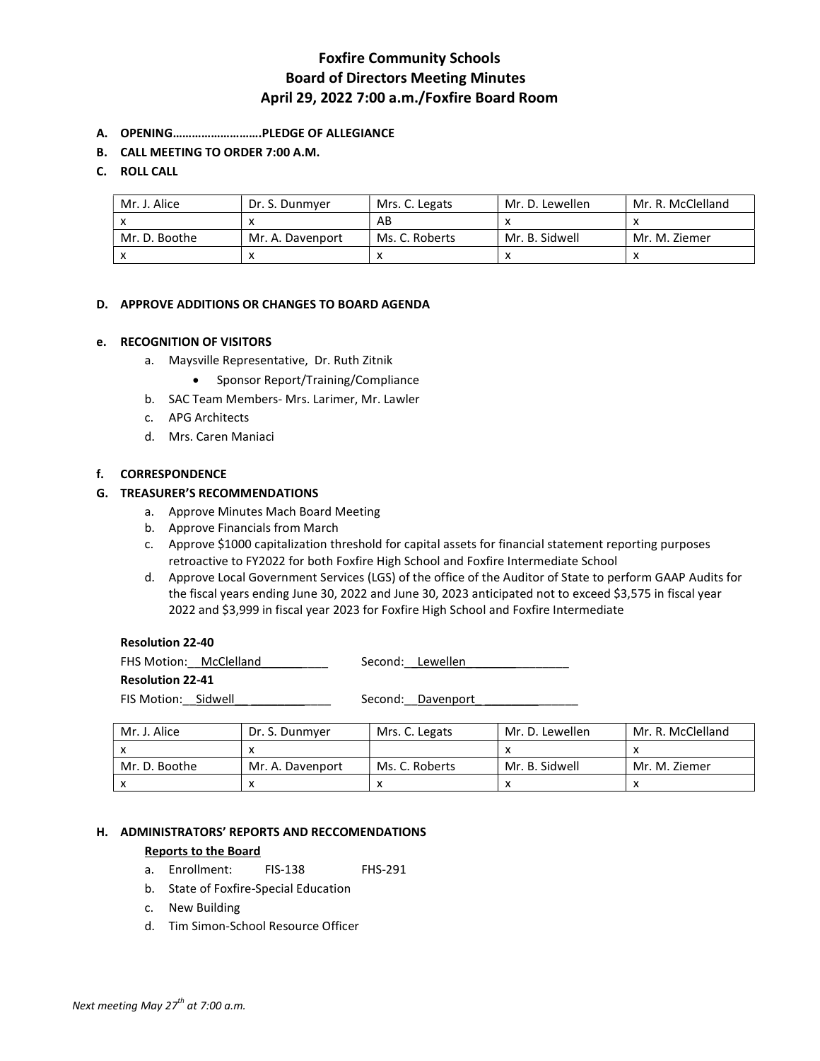# Foxfire Community Schools
## Board of Directors Meeting Minutes
## April 29, 2022 7:00 a.m./Foxfire Board Room

**A. OPENING……………………….PLEDGE OF ALLEGIANCE**

**B. CALL MEETING TO ORDER 7:00 A.M.**

**C. ROLL CALL**

| Mr. J. Alice | Dr. S. Dunmyer | Mrs. C. Legats | Mr. D. Lewellen | Mr. R. McClelland |
|---|---|---|---|---|
| x | x | AB | x | x |
| Mr. D. Boothe | Mr. A. Davenport | Ms. C. Roberts | Mr. B. Sidwell | Mr. M. Ziemer |
| x | x | x | x | x |

**D. APPROVE ADDITIONS OR CHANGES TO BOARD AGENDA**

**e. RECOGNITION OF VISITORS**

a. Maysville Representative, Dr. Ruth Zitnik
   - Sponsor Report/Training/Compliance

b. SAC Team Members- Mrs. Larimer, Mr. Lawler

c. APG Architects

d. Mrs. Caren Maniaci

**f. CORRESPONDENCE**

**G. TREASURER'S RECOMMENDATIONS**

a. Approve Minutes Mach Board Meeting

b. Approve Financials from March

c. Approve $1000 capitalization threshold for capital assets for financial statement reporting purposes retroactive to FY2022 for both Foxfire High School and Foxfire Intermediate School

d. Approve Local Government Services (LGS) of the office of the Auditor of State to perform GAAP Audits for the fiscal years ending June 30, 2022 and June 30, 2023 anticipated not to exceed $3,575 in fiscal year 2022 and $3,999 in fiscal year 2023 for Foxfire High School and Foxfire Intermediate

**Resolution 22-40**

FHS Motion: McClelland  Second: Lewellen

**Resolution 22-41**

FIS Motion: Sidwell  Second: Davenport

| Mr. J. Alice | Dr. S. Dunmyer | Mrs. C. Legats | Mr. D. Lewellen | Mr. R. McClelland |
|---|---|---|---|---|
| x | x | | x | x |
| Mr. D. Boothe | Mr. A. Davenport | Ms. C. Roberts | Mr. B. Sidwell | Mr. M. Ziemer |
| x | x | x | x | x |

**H. ADMINISTRATORS' REPORTS AND RECCOMENDATIONS**

**Reports to the Board**

a. Enrollment: FIS-138 FHS-291

b. State of Foxfire-Special Education

c. New Building

d. Tim Simon-School Resource Officer

*Next meeting May 27th at 7:00 a.m.*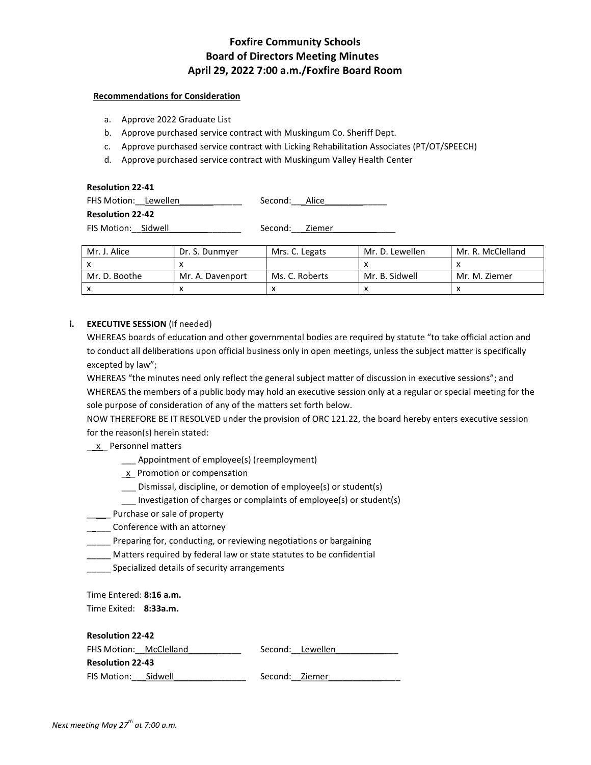# Foxfire Community Schools
## Board of Directors Meeting Minutes
### April 29, 2022 7:00 a.m./Foxfire Board Room

**Recommendations for Consideration**

a. Approve 2022 Graduate List
b. Approve purchased service contract with Muskingum Co. Sheriff Dept.
c. Approve purchased service contract with Licking Rehabilitation Associates (PT/OT/SPEECH)
d. Approve purchased service contract with Muskingum Valley Health Center

**Resolution 22-41**

FHS Motion: Lewellen Second: Alice

**Resolution 22-42**

FIS Motion: Sidwell Second: Ziemer

| Mr. J. Alice | Dr. S. Dunmyer | Mrs. C. Legats | Mr. D. Lewellen | Mr. R. McClelland |
|---|---|---|---|---|
| x | x | | x | x |
| Mr. D. Boothe | Mr. A. Davenport | Ms. C. Roberts | Mr. B. Sidwell | Mr. M. Ziemer |
| x | x | x | x | x |

i. **EXECUTIVE SESSION** (If needed)

WHEREAS boards of education and other governmental bodies are required by statute "to take official action and to conduct all deliberations upon official business only in open meetings, unless the subject matter is specifically excepted by law";

WHEREAS "the minutes need only reflect the general subject matter of discussion in executive sessions"; and

WHEREAS the members of a public body may hold an executive session only at a regular or special meeting for the sole purpose of consideration of any of the matters set forth below.

NOW THEREFORE BE IT RESOLVED under the provision of ORC 121.22, the board hereby enters executive session for the reason(s) herein stated:

__x_ Personnel matters
- ___ Appointment of employee(s) (reemployment)
- _x_ Promotion or compensation
- ___ Dismissal, discipline, or demotion of employee(s) or student(s)
- ___ Investigation of charges or complaints of employee(s) or student(s)

_____ Purchase or sale of property
_____ Conference with an attorney
_____ Preparing for, conducting, or reviewing negotiations or bargaining
_____ Matters required by federal law or state statutes to be confidential
_____ Specialized details of security arrangements

Time Entered: **8:16 a.m.**
Time Exited: **8:33a.m.**

**Resolution 22-42**

FHS Motion: McClelland Second: Lewellen

**Resolution 22-43**

FIS Motion: Sidwell Second: Ziemer

*Next meeting May 27th at 7:00 a.m.*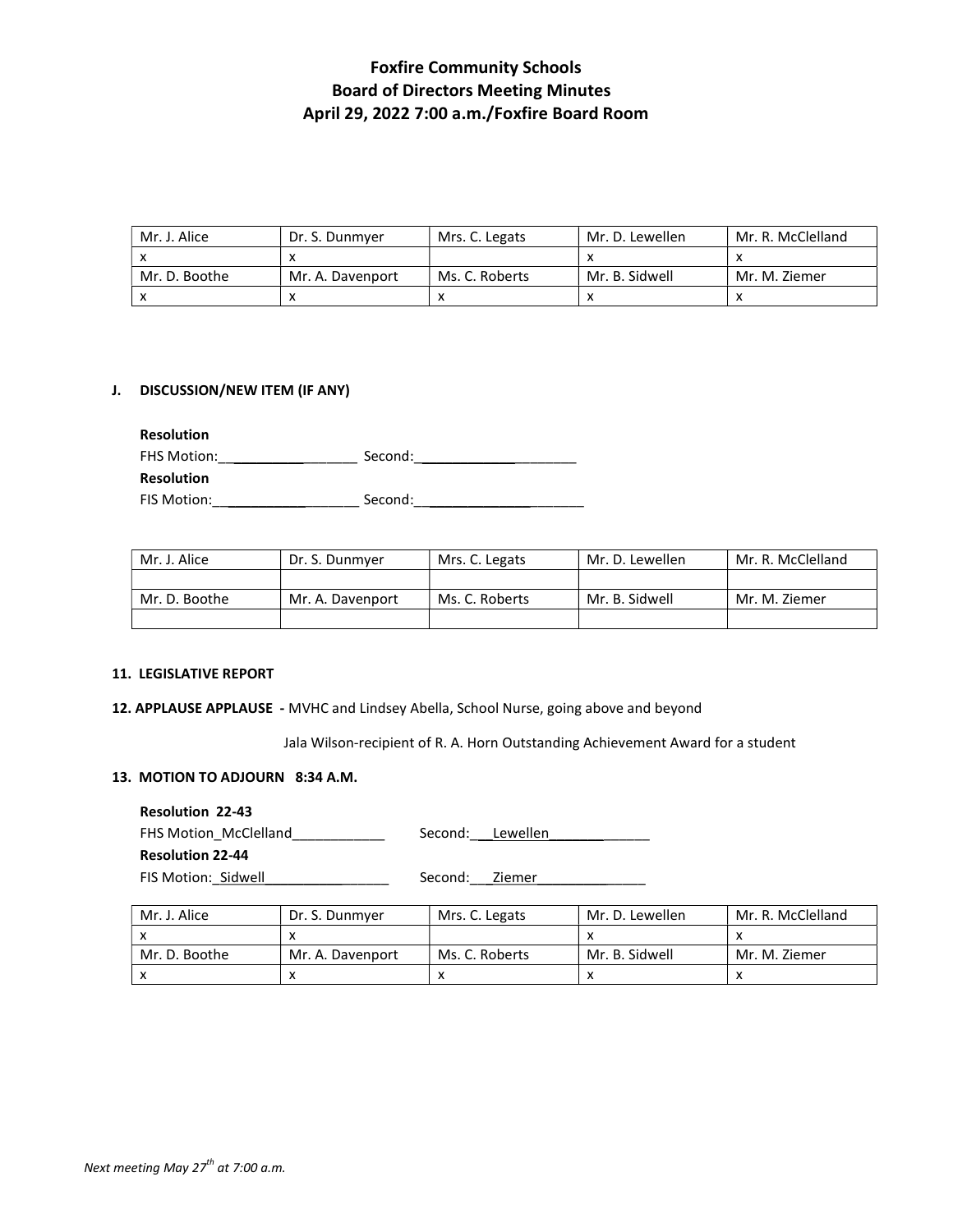**Foxfire Community Schools**
**Board of Directors Meeting Minutes**
**April 29, 2022 7:00 a.m./Foxfire Board Room**

| Mr. J. Alice | Dr. S. Dunmyer | Mrs. C. Legats | Mr. D. Lewellen | Mr. R. McClelland |
|---|---|---|---|---|
| x | x | | x | x |
| Mr. D. Boothe | Mr. A. Davenport | Ms. C. Roberts | Mr. B. Sidwell | Mr. M. Ziemer |
| x | x | x | x | x |

**J. DISCUSSION/NEW ITEM (IF ANY)**

**Resolution**
FHS Motion:__________________ Second:_____________________
**Resolution**
FIS Motion:__________________ Second:_____________________

| Mr. J. Alice | Dr. S. Dunmyer | Mrs. C. Legats | Mr. D. Lewellen | Mr. R. McClelland |
|---|---|---|---|---|
| | | | | |
| Mr. D. Boothe | Mr. A. Davenport | Ms. C. Roberts | Mr. B. Sidwell | Mr. M. Ziemer |
| | | | | |

**11. LEGISLATIVE REPORT**

**12. APPLAUSE APPLAUSE -** MVHC and Lindsey Abella, School Nurse, going above and beyond

Jala Wilson-recipient of R. A. Horn Outstanding Achievement Award for a student

**13. MOTION TO ADJOURN 8:34 A.M.**

**Resolution 22-43**
FHS Motion_McClelland____________ Second:__Lewellen_____________
**Resolution 22-44**
FIS Motion:_Sidwell_________________ Second:___Ziemer______________

| Mr. J. Alice | Dr. S. Dunmyer | Mrs. C. Legats | Mr. D. Lewellen | Mr. R. McClelland |
|---|---|---|---|---|
| x | x | | x | x |
| Mr. D. Boothe | Mr. A. Davenport | Ms. C. Roberts | Mr. B. Sidwell | Mr. M. Ziemer |
| x | x | x | x | x |

*Next meeting May 27th at 7:00 a.m.*